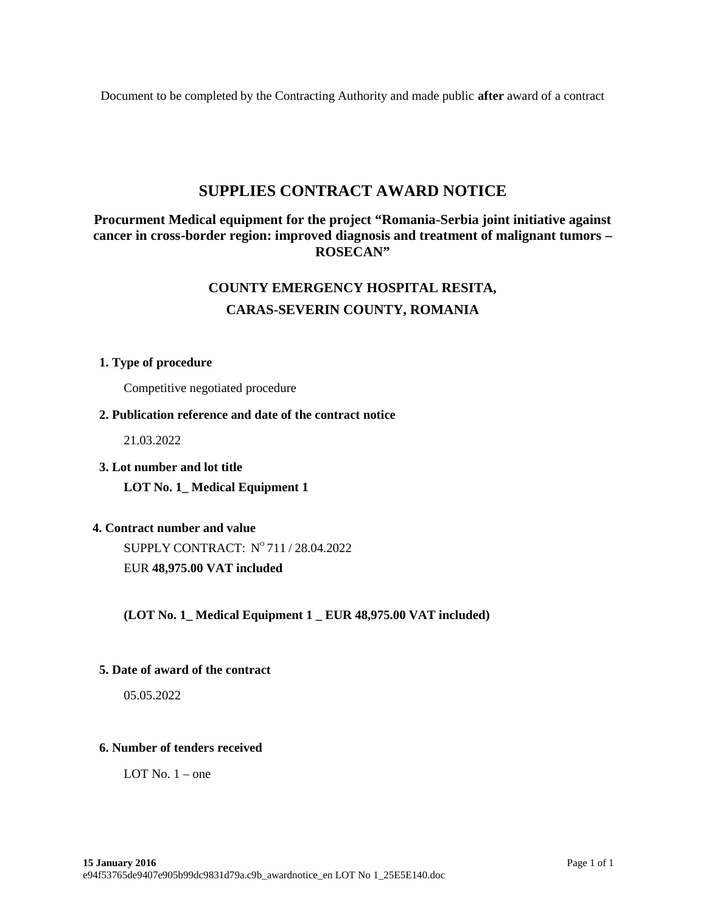Document to be completed by the Contracting Authority and made public **after** award of a contract

# SUPPLIES CONTRACT AWARD NOTICE

## Procurment Medical equipment for the project "Romania-Serbia joint initiative against cancer in cross-border region: improved diagnosis and treatment of malignant tumors – ROSECAN"

## COUNTY EMERGENCY HOSPITAL RESITA, CARAS-SEVERIN COUNTY, ROMANIA

**1. Type of procedure**

Competitive negotiated procedure

**2. Publication reference and date of the contract notice**

21.03.2022

**3. Lot number and lot title**

**LOT No. 1_ Medical Equipment 1**

**4. Contract number and value**

SUPPLY CONTRACT: N° 711 / 28.04.2022

EUR **48,975.00 VAT included**

**(LOT No. 1_ Medical Equipment 1 _ EUR 48,975.00 VAT included)**

**5. Date of award of the contract**

05.05.2022

**6. Number of tenders received**

LOT No. 1 – one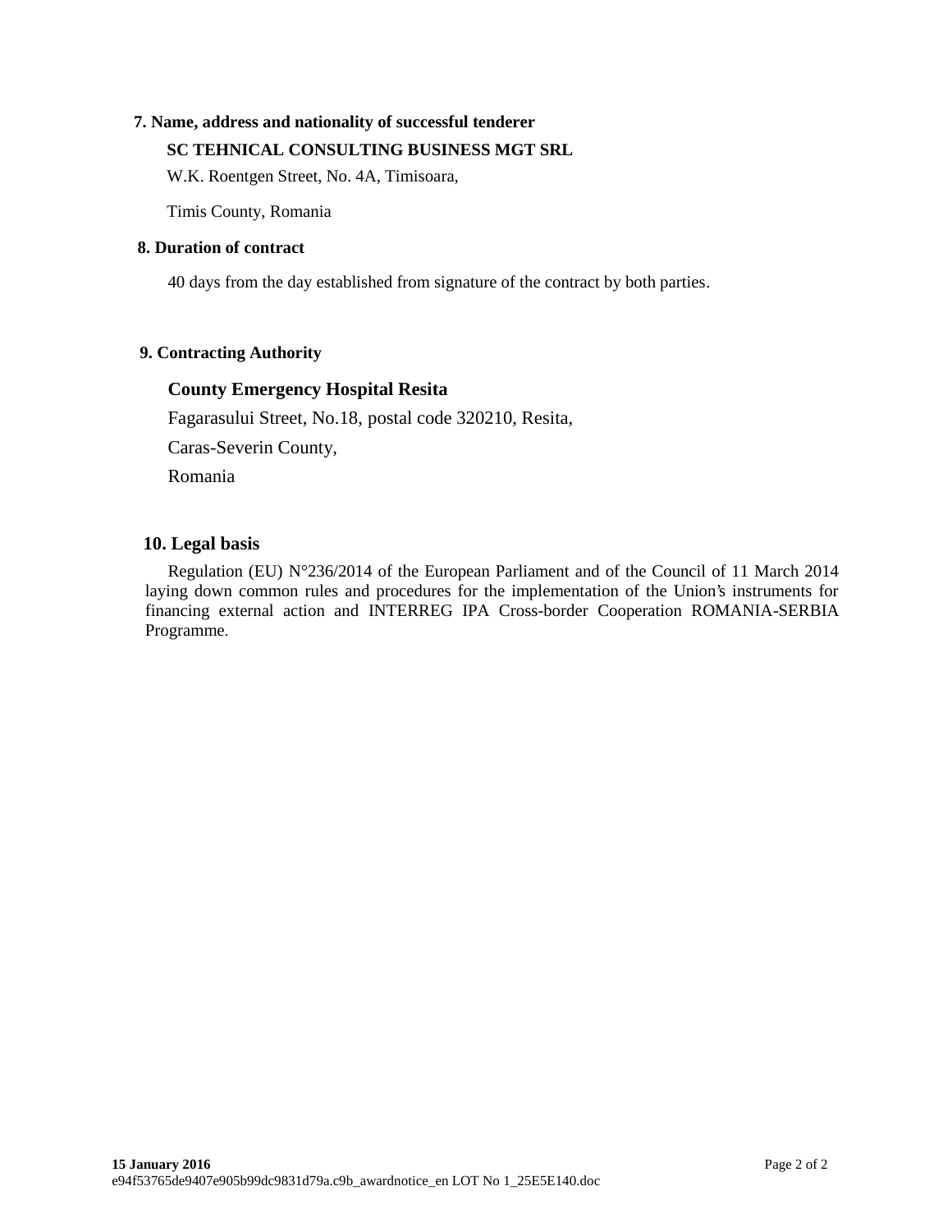**7. Name, address and nationality of successful tenderer**

**SC TEHNICAL CONSULTING BUSINESS MGT SRL**

W.K. Roentgen Street, No. 4A, Timisoara,

Timis County, Romania

**8. Duration of contract**

40 days from the day established from signature of the contract by both parties.

**9. Contracting Authority**

**County Emergency Hospital Resita**

Fagarasului Street, No.18, postal code 320210, Resita,

Caras-Severin County,

Romania

**10. Legal basis**

Regulation (EU) N°236/2014 of the European Parliament and of the Council of 11 March 2014 laying down common rules and procedures for the implementation of the Union's instruments for financing external action and INTERREG IPA Cross-border Cooperation ROMANIA-SERBIA Programme.